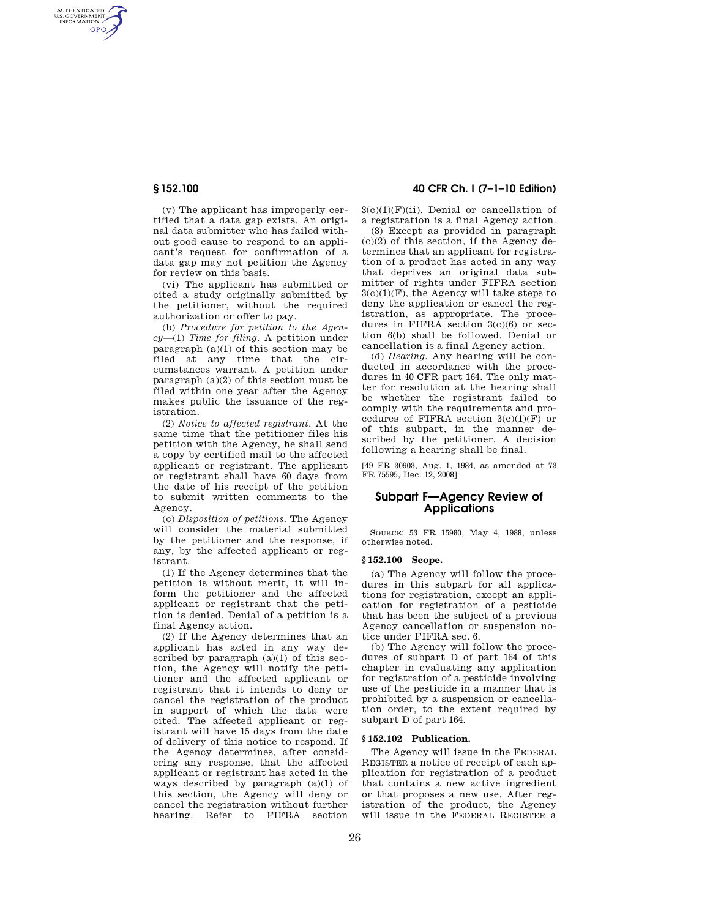(v) The applicant has improperly certified that a data gap exists. An original data submitter who has failed without good cause to respond to an applicant's request for confirmation of a data gap may not petition the Agency for review on this basis.

(vi) The applicant has submitted or cited a study originally submitted by the petitioner, without the required authorization or offer to pay.

(b) *Procedure for petition to the Agency*—(1) *Time for filing.* A petition under paragraph (a)(1) of this section may be filed at any time that the circumstances warrant. A petition under paragraph (a)(2) of this section must be filed within one year after the Agency makes public the issuance of the registration.

(2) *Notice to affected registrant.* At the same time that the petitioner files his petition with the Agency, he shall send a copy by certified mail to the affected applicant or registrant. The applicant or registrant shall have 60 days from the date of his receipt of the petition to submit written comments to the Agency.

(c) *Disposition of petitions.* The Agency will consider the material submitted by the petitioner and the response, if any, by the affected applicant or registrant.

(1) If the Agency determines that the petition is without merit, it will inform the petitioner and the affected applicant or registrant that the petition is denied. Denial of a petition is a final Agency action.

(2) If the Agency determines that an applicant has acted in any way described by paragraph (a)(1) of this section, the Agency will notify the petitioner and the affected applicant or registrant that it intends to deny or cancel the registration of the product in support of which the data were cited. The affected applicant or registrant will have 15 days from the date of delivery of this notice to respond. If the Agency determines, after considering any response, that the affected applicant or registrant has acted in the ways described by paragraph (a)(1) of this section, the Agency will deny or cancel the registration without further hearing. Refer to FIFRA section 3(c)(1)(F)(ii). Denial or cancellation of a registration is a final Agency action.

(3) Except as provided in paragraph (c)(2) of this section, if the Agency determines that an applicant for registration of a product has acted in any way that deprives an original data submitter of rights under FIFRA section 3(c)(1)(F), the Agency will take steps to deny the application or cancel the registration, as appropriate. The procedures in FIFRA section 3(c)(6) or section 6(b) shall be followed. Denial or cancellation is a final Agency action.

(d) *Hearing.* Any hearing will be conducted in accordance with the procedures in 40 CFR part 164. The only matter for resolution at the hearing shall be whether the registrant failed to comply with the requirements and procedures of FIFRA section 3(c)(1)(F) or of this subpart, in the manner described by the petitioner. A decision following a hearing shall be final.

[49 FR 30903, Aug. 1, 1984, as amended at 73 FR 75595, Dec. 12, 2008]

## Subpart F—Agency Review of Applications

SOURCE: 53 FR 15980, May 4, 1988, unless otherwise noted.

### § 152.100 Scope.

(a) The Agency will follow the procedures in this subpart for all applications for registration, except an application for registration of a pesticide that has been the subject of a previous Agency cancellation or suspension notice under FIFRA sec. 6.

(b) The Agency will follow the procedures of subpart D of part 164 of this chapter in evaluating any application for registration of a pesticide involving use of the pesticide in a manner that is prohibited by a suspension or cancellation order, to the extent required by subpart D of part 164.

### § 152.102 Publication.

The Agency will issue in the FEDERAL REGISTER a notice of receipt of each application for registration of a product that contains a new active ingredient or that proposes a new use. After registration of the product, the Agency will issue in the FEDERAL REGISTER a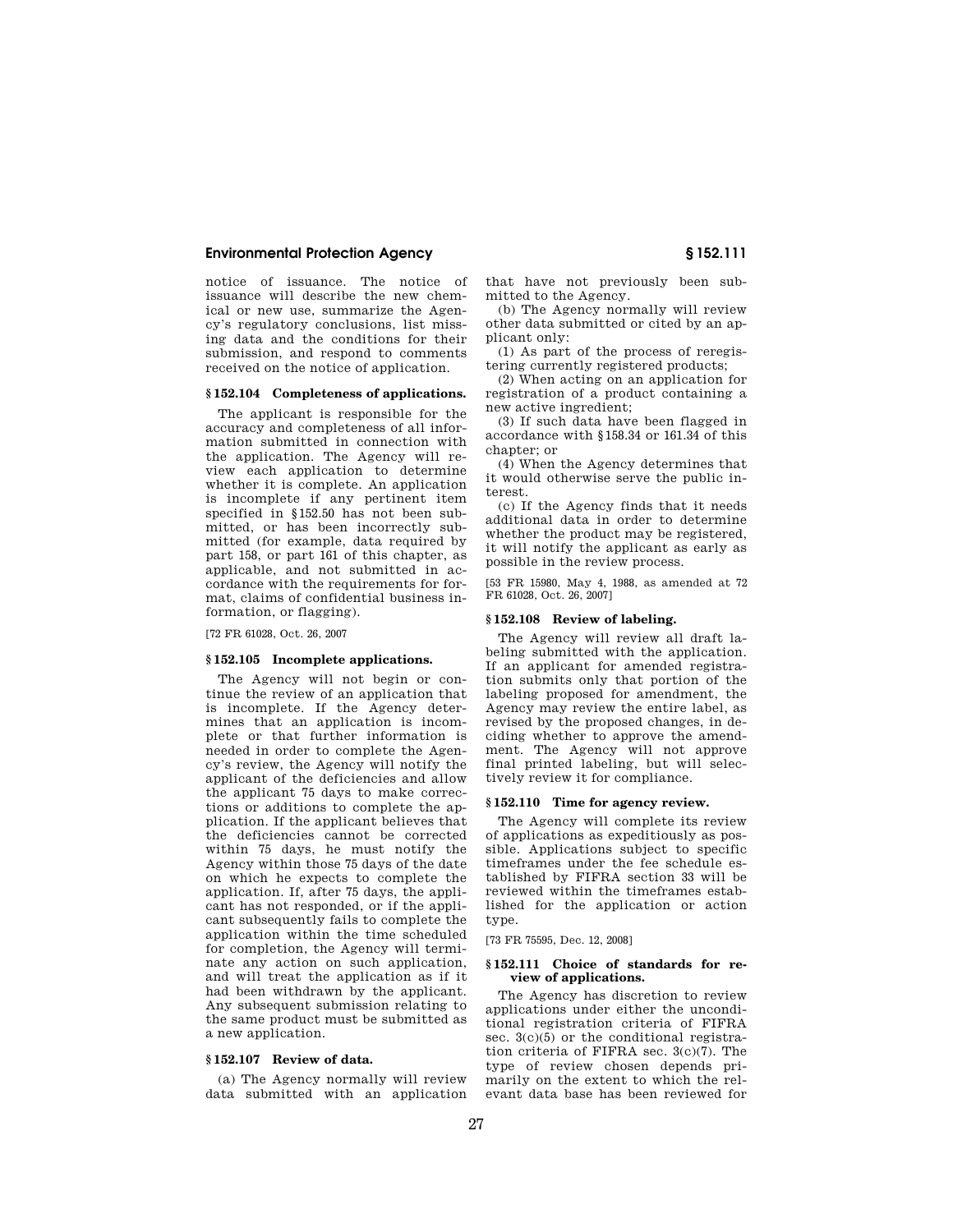notice of issuance. The notice of issuance will describe the new chemical or new use, summarize the Agency's regulatory conclusions, list missing data and the conditions for their submission, and respond to comments received on the notice of application.

### § 152.104 Completeness of applications.

The applicant is responsible for the accuracy and completeness of all information submitted in connection with the application. The Agency will review each application to determine whether it is complete. An application is incomplete if any pertinent item specified in §152.50 has not been submitted, or has been incorrectly submitted (for example, data required by part 158, or part 161 of this chapter, as applicable, and not submitted in accordance with the requirements for format, claims of confidential business information, or flagging).

[72 FR 61028, Oct. 26, 2007

### § 152.105 Incomplete applications.

The Agency will not begin or continue the review of an application that is incomplete. If the Agency determines that an application is incomplete or that further information is needed in order to complete the Agency's review, the Agency will notify the applicant of the deficiencies and allow the applicant 75 days to make corrections or additions to complete the application. If the applicant believes that the deficiencies cannot be corrected within 75 days, he must notify the Agency within those 75 days of the date on which he expects to complete the application. If, after 75 days, the applicant has not responded, or if the applicant subsequently fails to complete the application within the time scheduled for completion, the Agency will terminate any action on such application, and will treat the application as if it had been withdrawn by the applicant. Any subsequent submission relating to the same product must be submitted as a new application.

### § 152.107 Review of data.

(a) The Agency normally will review data submitted with an application that have not previously been submitted to the Agency.

(b) The Agency normally will review other data submitted or cited by an applicant only:

(1) As part of the process of reregistering currently registered products;

(2) When acting on an application for registration of a product containing a new active ingredient;

(3) If such data have been flagged in accordance with §158.34 or 161.34 of this chapter; or

(4) When the Agency determines that it would otherwise serve the public interest.

(c) If the Agency finds that it needs additional data in order to determine whether the product may be registered, it will notify the applicant as early as possible in the review process.

[53 FR 15980, May 4, 1988, as amended at 72 FR 61028, Oct. 26, 2007]

### § 152.108 Review of labeling.

The Agency will review all draft labeling submitted with the application. If an applicant for amended registration submits only that portion of the labeling proposed for amendment, the Agency may review the entire label, as revised by the proposed changes, in deciding whether to approve the amendment. The Agency will not approve final printed labeling, but will selectively review it for compliance.

### § 152.110 Time for agency review.

The Agency will complete its review of applications as expeditiously as possible. Applications subject to specific timeframes under the fee schedule established by FIFRA section 33 will be reviewed within the timeframes established for the application or action type.

[73 FR 75595, Dec. 12, 2008]

### § 152.111 Choice of standards for review of applications.

The Agency has discretion to review applications under either the unconditional registration criteria of FIFRA sec. 3(c)(5) or the conditional registration criteria of FIFRA sec. 3(c)(7). The type of review chosen depends primarily on the extent to which the relevant data base has been reviewed for